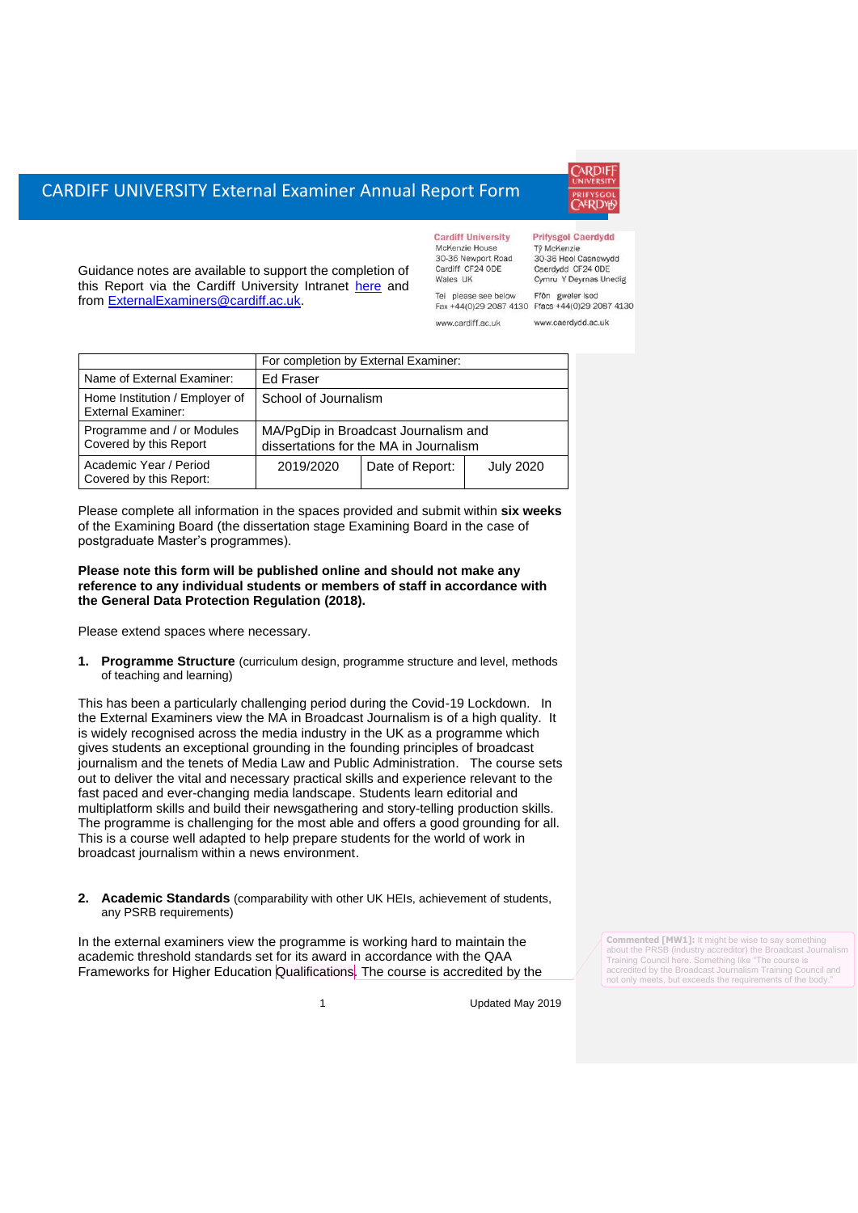# CARDIFF UNIVERSITY External Examiner Annual Report Form

Guidance notes are available to support the completion of this Report via the Cardiff University Intranet here and from ExternalExaminers@cardiff.ac.uk.

Cardiff University
McKenzie House
30-36 Newport Road
Cardiff CF24 0DE
Wales UK

Tel please see below
Fax +44(0)29 2087 4130

www.cardiff.ac.uk

Prifysgol Caerdydd
Tŷ McKenzie
30-36 Heol Casnewydd
Caerdydd CF24 0DE
Cymru Y Deyrnas Unedig

Ffôn gweler isod
Ffacs +44(0)29 2087 4130

www.caerdydd.ac.uk

| | For completion by External Examiner: | | |
|---|---|---|---|
| Name of External Examiner: | Ed Fraser | | |
| Home Institution / Employer of External Examiner: | School of Journalism | | |
| Programme and / or Modules Covered by this Report | MA/PgDip in Broadcast Journalism and dissertations for the MA in Journalism | | |
| Academic Year / Period Covered by this Report: | 2019/2020 | Date of Report: | July 2020 |

Please complete all information in the spaces provided and submit within **six weeks** of the Examining Board (the dissertation stage Examining Board in the case of postgraduate Master's programmes).

**Please note this form will be published online and should not make any reference to any individual students or members of staff in accordance with the General Data Protection Regulation (2018).**

Please extend spaces where necessary.

1. **Programme Structure** (curriculum design, programme structure and level, methods of teaching and learning)

This has been a particularly challenging period during the Covid-19 Lockdown. In the External Examiners view the MA in Broadcast Journalism is of a high quality. It is widely recognised across the media industry in the UK as a programme which gives students an exceptional grounding in the founding principles of broadcast journalism and the tenets of Media Law and Public Administration. The course sets out to deliver the vital and necessary practical skills and experience relevant to the fast paced and ever-changing media landscape. Students learn editorial and multiplatform skills and build their newsgathering and story-telling production skills. The programme is challenging for the most able and offers a good grounding for all. This is a course well adapted to help prepare students for the world of work in broadcast journalism within a news environment.

2. **Academic Standards** (comparability with other UK HEIs, achievement of students, any PSRB requirements)

In the external examiners view the programme is working hard to maintain the academic threshold standards set for its award in accordance with the QAA Frameworks for Higher Education Qualifications. The course is accredited by the

Commented [MW1]: It might be wise to say something about the PRSB (industry accreditor) the Broadcast Journalism Training Council here. Something like "The course is accredited by the Broadcast Journalism Training Council and not only meets, but exceeds the requirements of the body."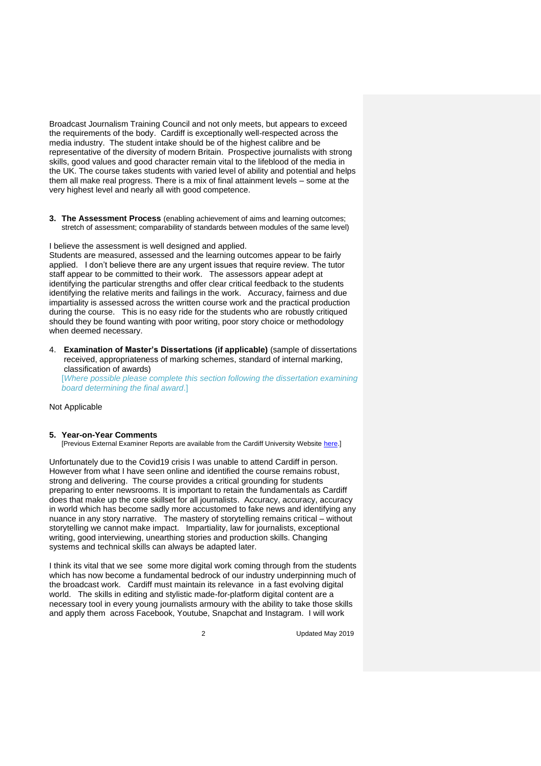Broadcast Journalism Training Council and not only meets, but appears to exceed the requirements of the body. Cardiff is exceptionally well-respected across the media industry. The student intake should be of the highest calibre and be representative of the diversity of modern Britain. Prospective journalists with strong skills, good values and good character remain vital to the lifeblood of the media in the UK. The course takes students with varied level of ability and potential and helps them all make real progress. There is a mix of final attainment levels – some at the very highest level and nearly all with good competence.

**3. The Assessment Process** (enabling achievement of aims and learning outcomes; stretch of assessment; comparability of standards between modules of the same level)

I believe the assessment is well designed and applied.
Students are measured, assessed and the learning outcomes appear to be fairly applied. I don't believe there are any urgent issues that require review. The tutor staff appear to be committed to their work. The assessors appear adept at identifying the particular strengths and offer clear critical feedback to the students identifying the relative merits and failings in the work. Accuracy, fairness and due impartiality is assessed across the written course work and the practical production during the course. This is no easy ride for the students who are robustly critiqued should they be found wanting with poor writing, poor story choice or methodology when deemed necessary.

4. **Examination of Master's Dissertations (if applicable)** (sample of dissertations received, appropriateness of marking schemes, standard of internal marking, classification of awards)
[*Where possible please complete this section following the dissertation examining board determining the final award*.]

Not Applicable

**5. Year-on-Year Comments**
[Previous External Examiner Reports are available from the Cardiff University Website here.]

Unfortunately due to the Covid19 crisis I was unable to attend Cardiff in person. However from what I have seen online and identified the course remains robust, strong and delivering. The course provides a critical grounding for students preparing to enter newsrooms. It is important to retain the fundamentals as Cardiff does that make up the core skillset for all journalists. Accuracy, accuracy, accuracy in world which has become sadly more accustomed to fake news and identifying any nuance in any story narrative. The mastery of storytelling remains critical – without storytelling we cannot make impact. Impartiality, law for journalists, exceptional writing, good interviewing, unearthing stories and production skills. Changing systems and technical skills can always be adapted later.

I think its vital that we see some more digital work coming through from the students which has now become a fundamental bedrock of our industry underpinning much of the broadcast work. Cardiff must maintain its relevance in a fast evolving digital world. The skills in editing and stylistic made-for-platform digital content are a necessary tool in every young journalists armoury with the ability to take those skills and apply them across Facebook, Youtube, Snapchat and Instagram. I will work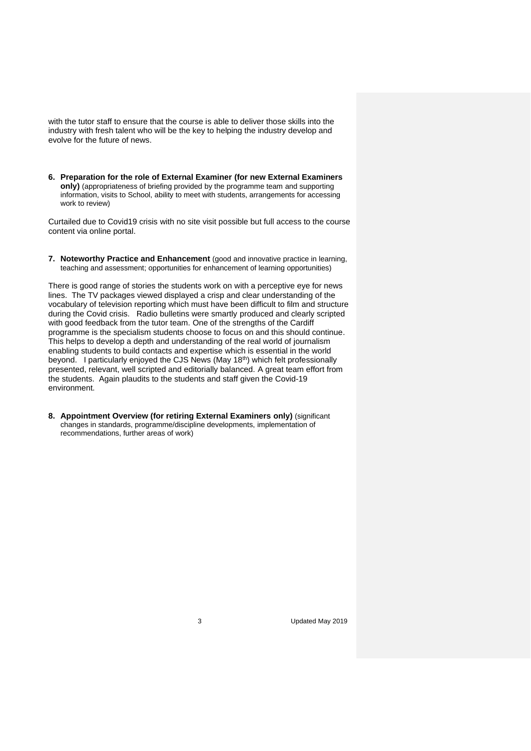with the tutor staff to ensure that the course is able to deliver those skills into the industry with fresh talent who will be the key to helping the industry develop and evolve for the future of news.

6. **Preparation for the role of External Examiner (for new External Examiners only)** (appropriateness of briefing provided by the programme team and supporting information, visits to School, ability to meet with students, arrangements for accessing work to review)

Curtailed due to Covid19 crisis with no site visit possible but full access to the course content via online portal.

7. **Noteworthy Practice and Enhancement** (good and innovative practice in learning, teaching and assessment; opportunities for enhancement of learning opportunities)

There is good range of stories the students work on with a perceptive eye for news lines. The TV packages viewed displayed a crisp and clear understanding of the vocabulary of television reporting which must have been difficult to film and structure during the Covid crisis. Radio bulletins were smartly produced and clearly scripted with good feedback from the tutor team. One of the strengths of the Cardiff programme is the specialism students choose to focus on and this should continue. This helps to develop a depth and understanding of the real world of journalism enabling students to build contacts and expertise which is essential in the world beyond. I particularly enjoyed the CJS News (May 18th) which felt professionally presented, relevant, well scripted and editorially balanced. A great team effort from the students. Again plaudits to the students and staff given the Covid-19 environment.

8. **Appointment Overview (for retiring External Examiners only)** (significant changes in standards, programme/discipline developments, implementation of recommendations, further areas of work)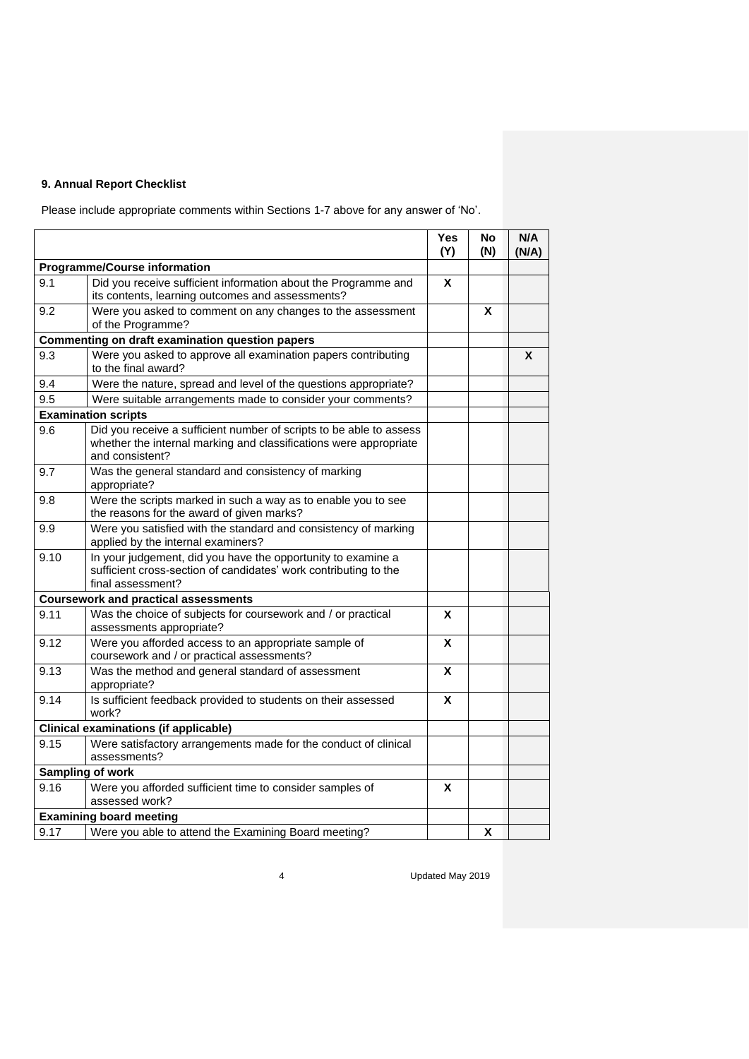**9. Annual Report Checklist**

Please include appropriate comments within Sections 1-7 above for any answer of 'No'.

| | | Yes (Y) | No (N) | N/A (N/A) |
|---|---|---|---|---|
| **Programme/Course information** | | | | |
| 9.1 | Did you receive sufficient information about the Programme and its contents, learning outcomes and assessments? | X | | |
| 9.2 | Were you asked to comment on any changes to the assessment of the Programme? | | X | |
| **Commenting on draft examination question papers** | | | | |
| 9.3 | Were you asked to approve all examination papers contributing to the final award? | | | X |
| 9.4 | Were the nature, spread and level of the questions appropriate? | | | |
| 9.5 | Were suitable arrangements made to consider your comments? | | | |
| **Examination scripts** | | | | |
| 9.6 | Did you receive a sufficient number of scripts to be able to assess whether the internal marking and classifications were appropriate and consistent? | | | |
| 9.7 | Was the general standard and consistency of marking appropriate? | | | |
| 9.8 | Were the scripts marked in such a way as to enable you to see the reasons for the award of given marks? | | | |
| 9.9 | Were you satisfied with the standard and consistency of marking applied by the internal examiners? | | | |
| 9.10 | In your judgement, did you have the opportunity to examine a sufficient cross-section of candidates' work contributing to the final assessment? | | | |
| **Coursework and practical assessments** | | | | |
| 9.11 | Was the choice of subjects for coursework and / or practical assessments appropriate? | X | | |
| 9.12 | Were you afforded access to an appropriate sample of coursework and / or practical assessments? | X | | |
| 9.13 | Was the method and general standard of assessment appropriate? | X | | |
| 9.14 | Is sufficient feedback provided to students on their assessed work? | X | | |
| **Clinical examinations (if applicable)** | | | | |
| 9.15 | Were satisfactory arrangements made for the conduct of clinical assessments? | | | |
| **Sampling of work** | | | | |
| 9.16 | Were you afforded sufficient time to consider samples of assessed work? | X | | |
| **Examining board meeting** | | | | |
| 9.17 | Were you able to attend the Examining Board meeting? | | X | |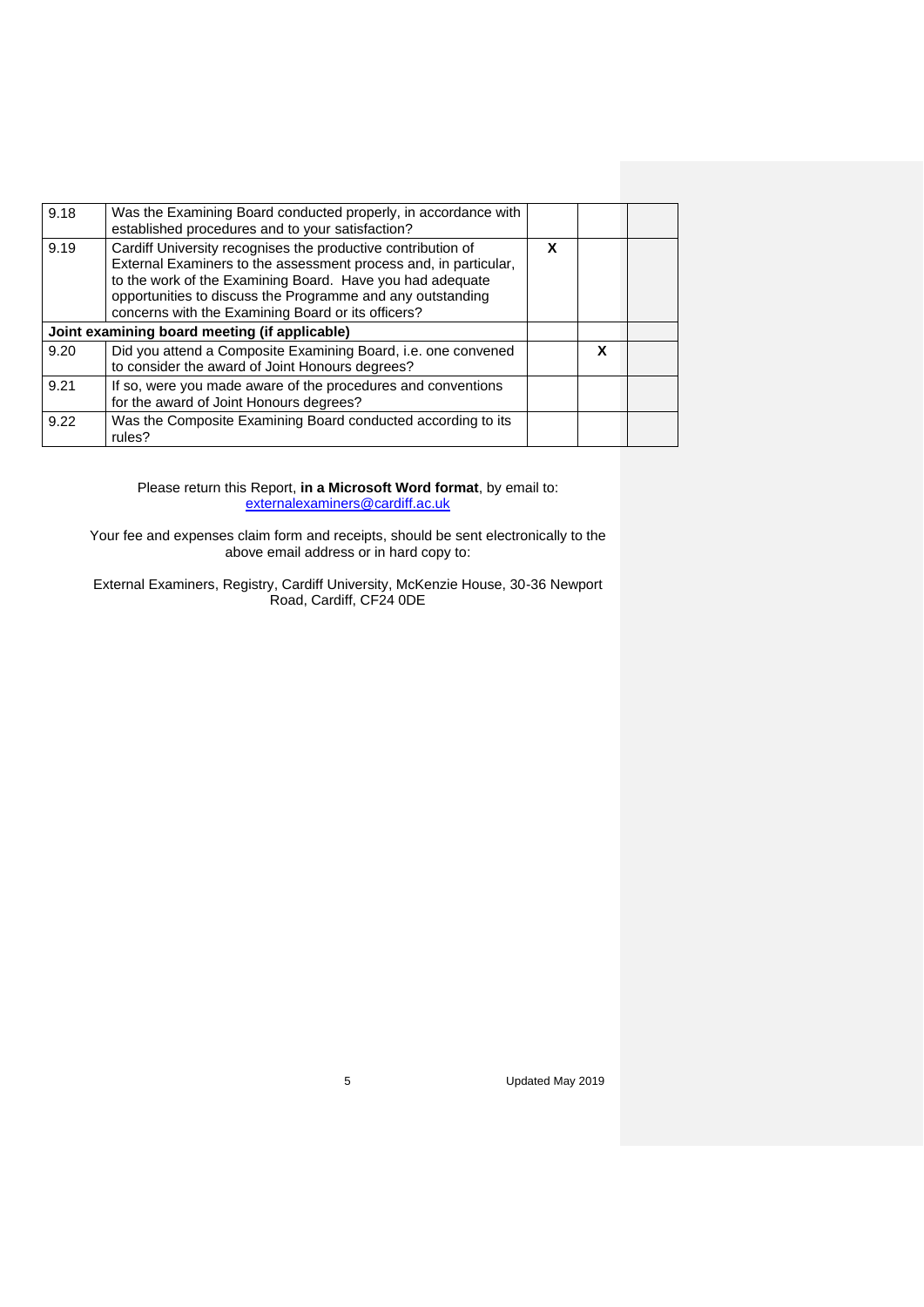| | | | | |
|---|---|---|---|---|
| 9.18 | Was the Examining Board conducted properly, in accordance with established procedures and to your satisfaction? | | | |
| 9.19 | Cardiff University recognises the productive contribution of External Examiners to the assessment process and, in particular, to the work of the Examining Board. Have you had adequate opportunities to discuss the Programme and any outstanding concerns with the Examining Board or its officers? | X | | |
| **Joint examining board meeting (if applicable)** | | | | |
| 9.20 | Did you attend a Composite Examining Board, i.e. one convened to consider the award of Joint Honours degrees? | | X | |
| 9.21 | If so, were you made aware of the procedures and conventions for the award of Joint Honours degrees? | | | |
| 9.22 | Was the Composite Examining Board conducted according to its rules? | | | |

Please return this Report, **in a Microsoft Word format**, by email to: externalexaminers@cardiff.ac.uk

Your fee and expenses claim form and receipts, should be sent electronically to the above email address or in hard copy to:

External Examiners, Registry, Cardiff University, McKenzie House, 30-36 Newport Road, Cardiff, CF24 0DE

Updated May 2019